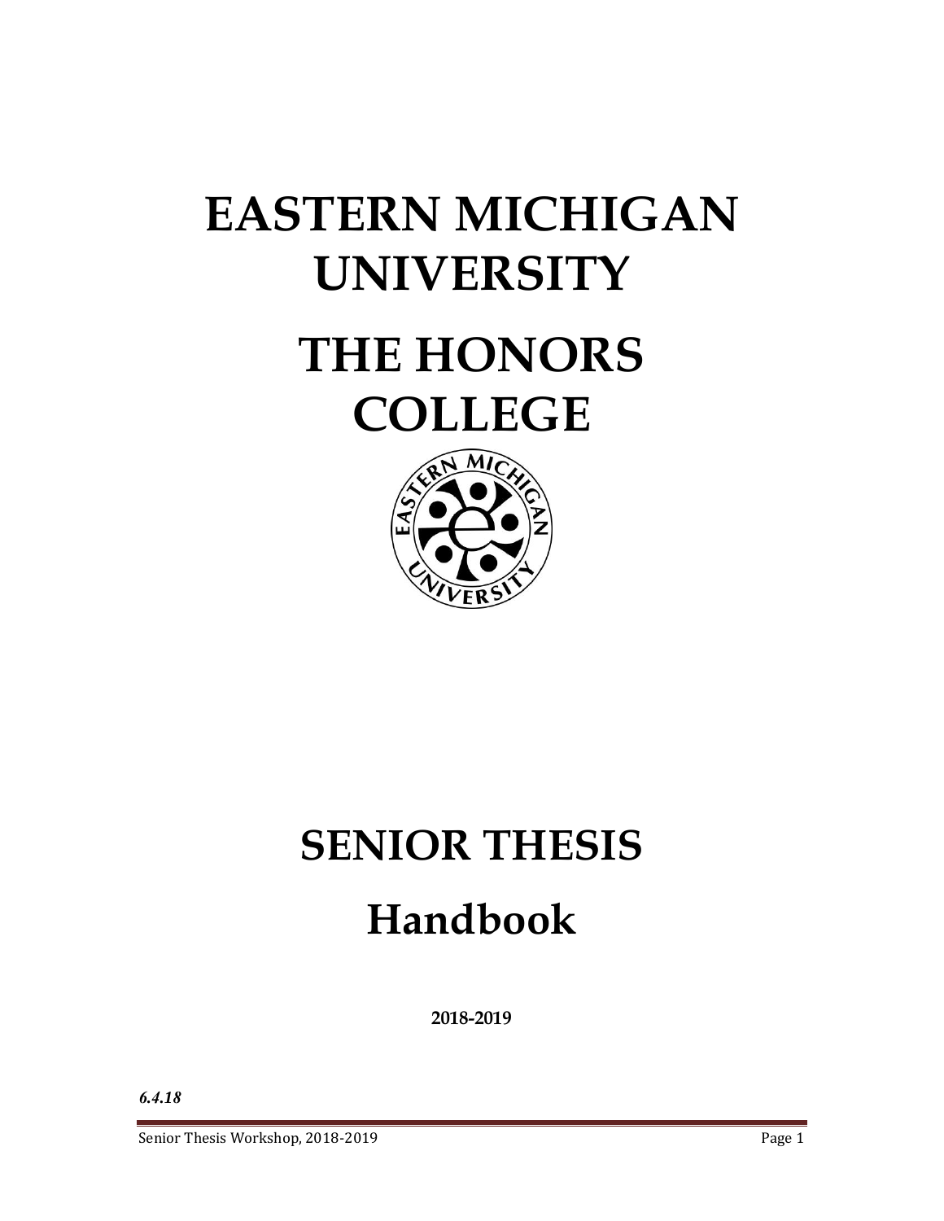# EASTERN MICHIGAN UNIVERSITY

# THE HONORS COLLEGE

# SENIOR THESIS

# Handbook

**2018-2019**

***6.4.18***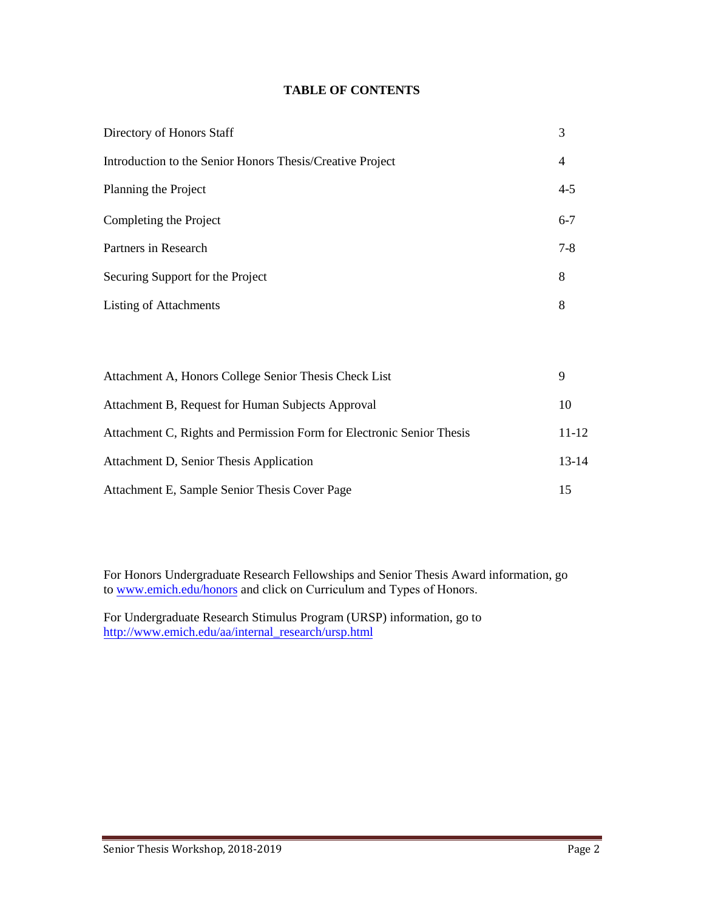# TABLE OF CONTENTS

| | |
|---|---|
| Directory of Honors Staff | 3 |
| Introduction to the Senior Honors Thesis/Creative Project | 4 |
| Planning the Project | 4-5 |
| Completing the Project | 6-7 |
| Partners in Research | 7-8 |
| Securing Support for the Project | 8 |
| Listing of Attachments | 8 |
| | |
| Attachment A, Honors College Senior Thesis Check List | 9 |
| Attachment B, Request for Human Subjects Approval | 10 |
| Attachment C, Rights and Permission Form for Electronic Senior Thesis | 11-12 |
| Attachment D, Senior Thesis Application | 13-14 |
| Attachment E, Sample Senior Thesis Cover Page | 15 |

For Honors Undergraduate Research Fellowships and Senior Thesis Award information, go to www.emich.edu/honors and click on Curriculum and Types of Honors.

For Undergraduate Research Stimulus Program (URSP) information, go to http://www.emich.edu/aa/internal_research/ursp.html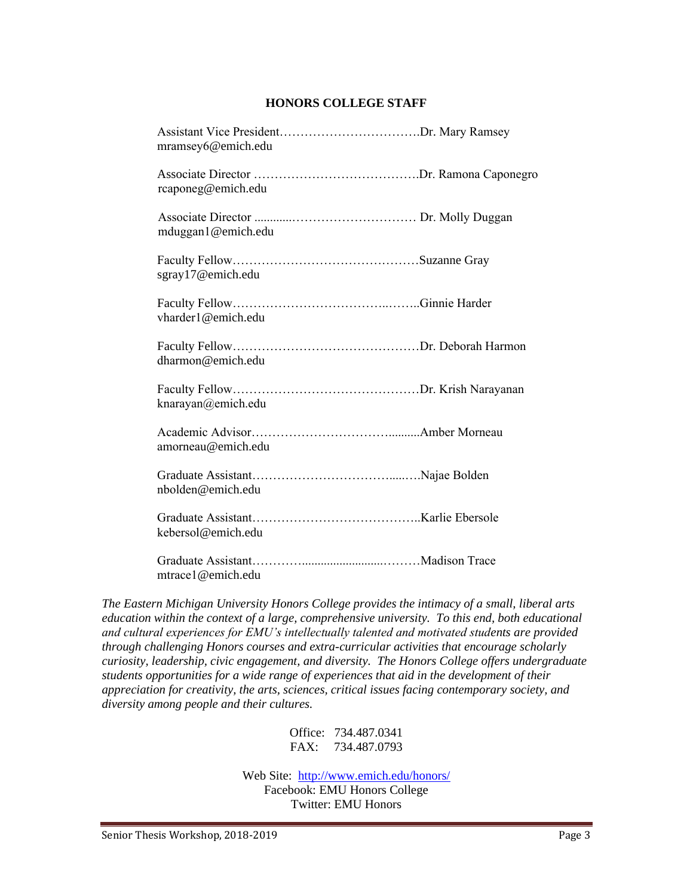## HONORS COLLEGE STAFF

Assistant Vice President……………………………Dr. Mary Ramsey
mramsey6@emich.edu

Associate Director ………………………………….Dr. Ramona Caponegro
rcaponeg@emich.edu

Associate Director ............………………………… Dr. Molly Duggan
mduggan1@emich.edu

Faculty Fellow………………………………………Suzanne Gray
sgray17@emich.edu

Faculty Fellow……………………………….……..Ginnie Harder
vharder1@emich.edu

Faculty Fellow………………………………………Dr. Deborah Harmon
dharmon@emich.edu

Faculty Fellow………………………………………Dr. Krish Narayanan
knarayan@emich.edu

Academic Advisor……………………………..........Amber Morneau
amorneau@emich.edu

Graduate Assistant………………………………....….Najae Bolden
nbolden@emich.edu

Graduate Assistant…………………………………..Karlie Ebersole
kebersol@emich.edu

Graduate Assistant………........................………Madison Trace
mtrace1@emich.edu

*The Eastern Michigan University Honors College provides the intimacy of a small, liberal arts education within the context of a large, comprehensive university. To this end, both educational and cultural experiences for EMU's intellectually talented and motivated students are provided through challenging Honors courses and extra-curricular activities that encourage scholarly curiosity, leadership, civic engagement, and diversity. The Honors College offers undergraduate students opportunities for a wide range of experiences that aid in the development of their appreciation for creativity, the arts, sciences, critical issues facing contemporary society, and diversity among people and their cultures.*

Office: 734.487.0341
FAX: 734.487.0793

Web Site: [http://www.emich.edu/honors/](http://www.emich.edu/honors/)
Facebook: EMU Honors College
Twitter: EMU Honors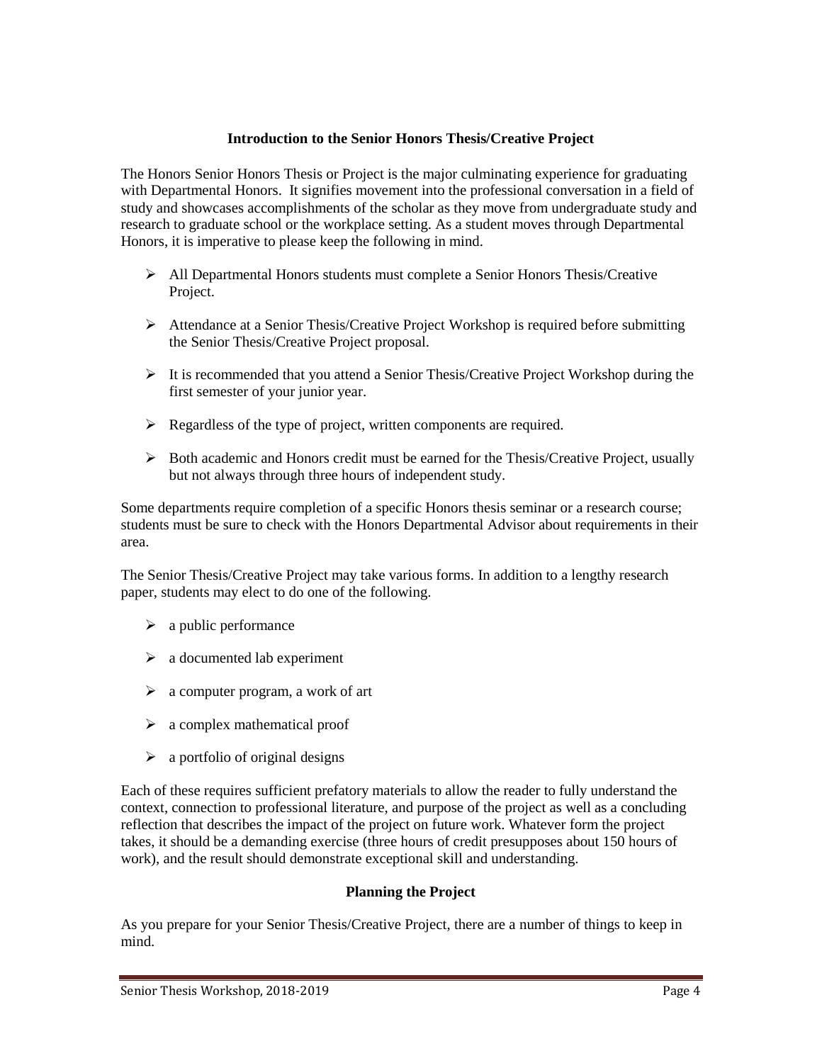## Introduction to the Senior Honors Thesis/Creative Project

The Honors Senior Honors Thesis or Project is the major culminating experience for graduating with Departmental Honors. It signifies movement into the professional conversation in a field of study and showcases accomplishments of the scholar as they move from undergraduate study and research to graduate school or the workplace setting. As a student moves through Departmental Honors, it is imperative to please keep the following in mind.

- All Departmental Honors students must complete a Senior Honors Thesis/Creative Project.
- Attendance at a Senior Thesis/Creative Project Workshop is required before submitting the Senior Thesis/Creative Project proposal.
- It is recommended that you attend a Senior Thesis/Creative Project Workshop during the first semester of your junior year.
- Regardless of the type of project, written components are required.
- Both academic and Honors credit must be earned for the Thesis/Creative Project, usually but not always through three hours of independent study.

Some departments require completion of a specific Honors thesis seminar or a research course; students must be sure to check with the Honors Departmental Advisor about requirements in their area.

The Senior Thesis/Creative Project may take various forms. In addition to a lengthy research paper, students may elect to do one of the following.

- a public performance
- a documented lab experiment
- a computer program, a work of art
- a complex mathematical proof
- a portfolio of original designs

Each of these requires sufficient prefatory materials to allow the reader to fully understand the context, connection to professional literature, and purpose of the project as well as a concluding reflection that describes the impact of the project on future work. Whatever form the project takes, it should be a demanding exercise (three hours of credit presupposes about 150 hours of work), and the result should demonstrate exceptional skill and understanding.

## Planning the Project

As you prepare for your Senior Thesis/Creative Project, there are a number of things to keep in mind.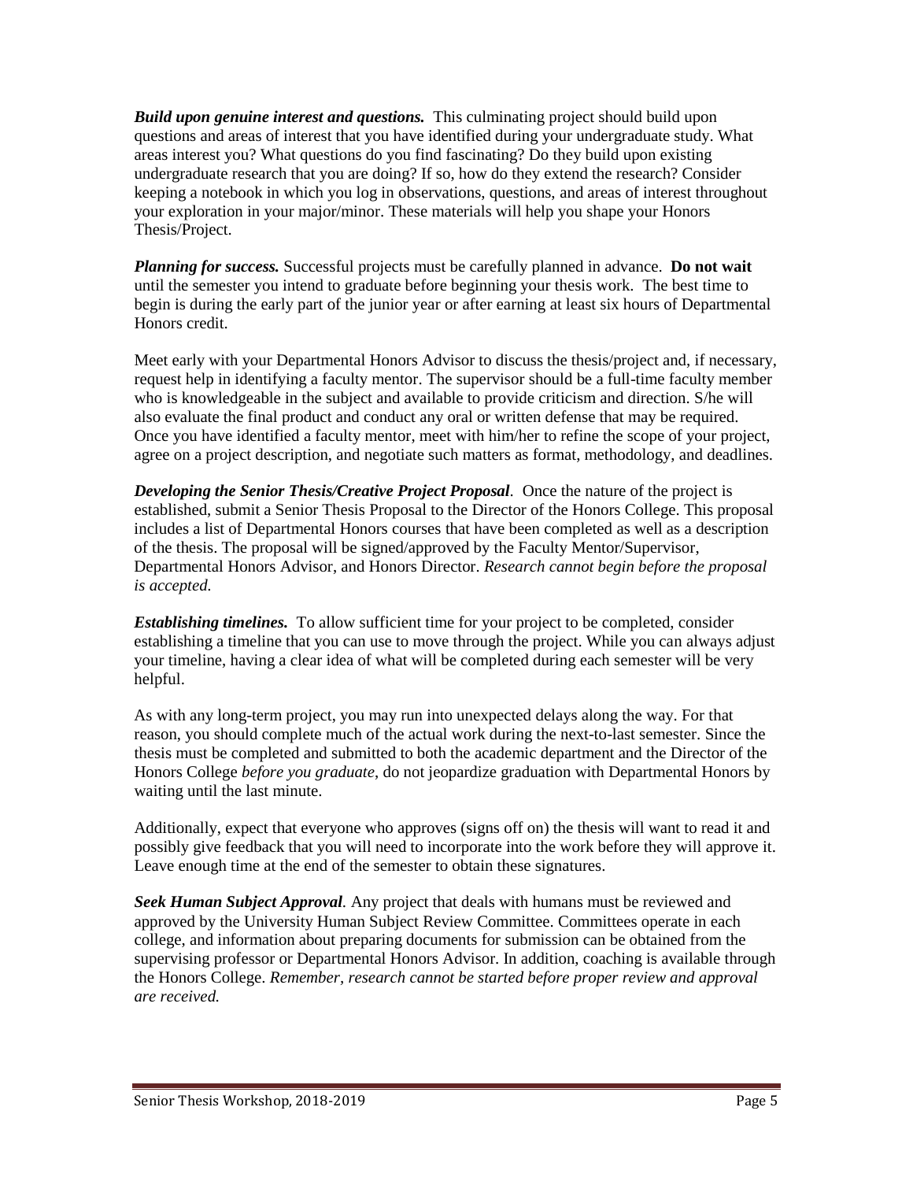***Build upon genuine interest and questions.*** This culminating project should build upon questions and areas of interest that you have identified during your undergraduate study. What areas interest you? What questions do you find fascinating? Do they build upon existing undergraduate research that you are doing? If so, how do they extend the research? Consider keeping a notebook in which you log in observations, questions, and areas of interest throughout your exploration in your major/minor. These materials will help you shape your Honors Thesis/Project.

***Planning for success.*** Successful projects must be carefully planned in advance. **Do not wait** until the semester you intend to graduate before beginning your thesis work. The best time to begin is during the early part of the junior year or after earning at least six hours of Departmental Honors credit.

Meet early with your Departmental Honors Advisor to discuss the thesis/project and, if necessary, request help in identifying a faculty mentor. The supervisor should be a full-time faculty member who is knowledgeable in the subject and available to provide criticism and direction. S/he will also evaluate the final product and conduct any oral or written defense that may be required. Once you have identified a faculty mentor, meet with him/her to refine the scope of your project, agree on a project description, and negotiate such matters as format, methodology, and deadlines.

***Developing the Senior Thesis/Creative Project Proposal***. Once the nature of the project is established, submit a Senior Thesis Proposal to the Director of the Honors College. This proposal includes a list of Departmental Honors courses that have been completed as well as a description of the thesis. The proposal will be signed/approved by the Faculty Mentor/Supervisor, Departmental Honors Advisor, and Honors Director. *Research cannot begin before the proposal is accepted.*

***Establishing timelines.*** To allow sufficient time for your project to be completed, consider establishing a timeline that you can use to move through the project. While you can always adjust your timeline, having a clear idea of what will be completed during each semester will be very helpful.

As with any long-term project, you may run into unexpected delays along the way. For that reason, you should complete much of the actual work during the next-to-last semester. Since the thesis must be completed and submitted to both the academic department and the Director of the Honors College *before you graduate*, do not jeopardize graduation with Departmental Honors by waiting until the last minute.

Additionally, expect that everyone who approves (signs off on) the thesis will want to read it and possibly give feedback that you will need to incorporate into the work before they will approve it. Leave enough time at the end of the semester to obtain these signatures.

***Seek Human Subject Approval***. Any project that deals with humans must be reviewed and approved by the University Human Subject Review Committee. Committees operate in each college, and information about preparing documents for submission can be obtained from the supervising professor or Departmental Honors Advisor. In addition, coaching is available through the Honors College. *Remember, research cannot be started before proper review and approval are received.*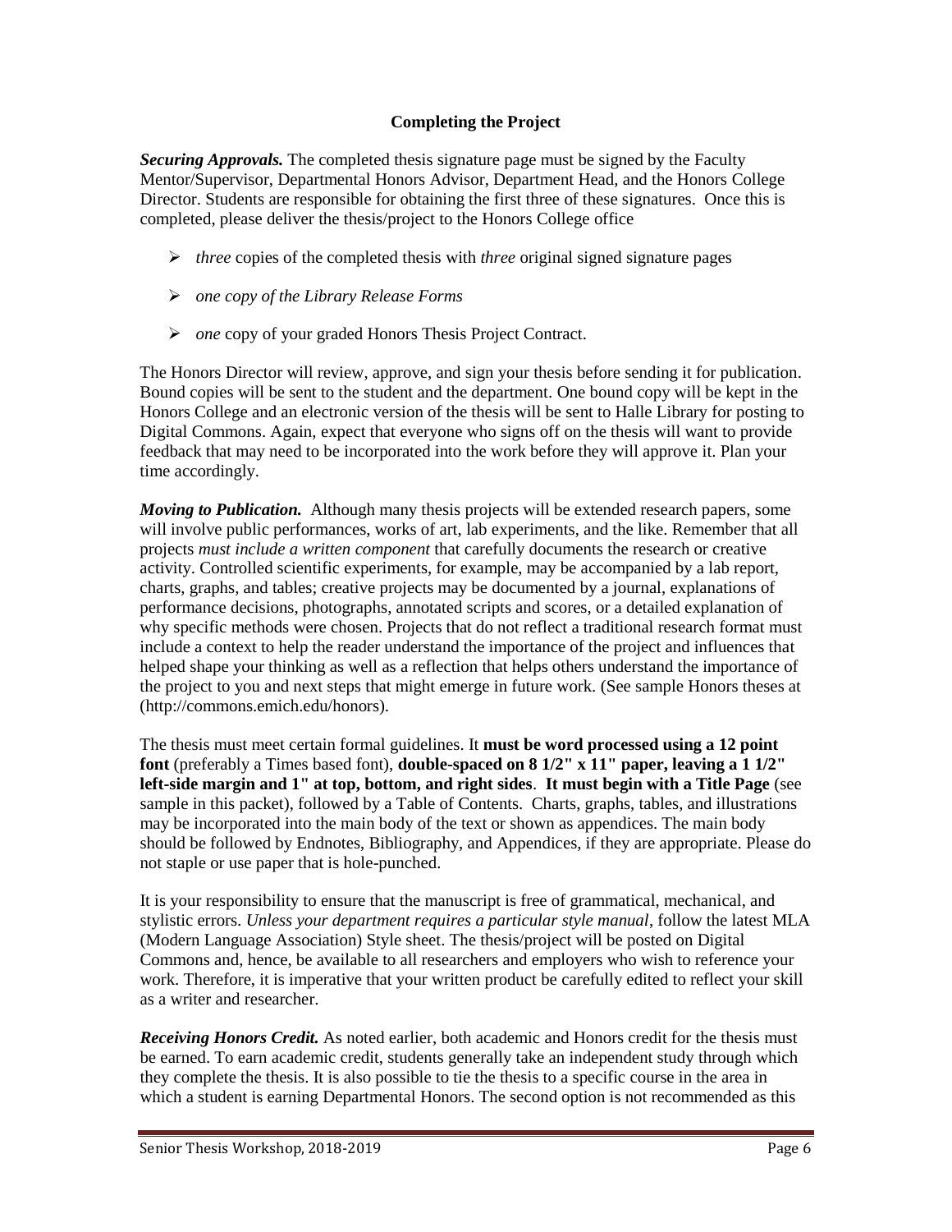## Completing the Project

***Securing Approvals.*** The completed thesis signature page must be signed by the Faculty Mentor/Supervisor, Departmental Honors Advisor, Department Head, and the Honors College Director. Students are responsible for obtaining the first three of these signatures. Once this is completed, please deliver the thesis/project to the Honors College office

- *three* copies of the completed thesis with *three* original signed signature pages
- *one copy of the Library Release Forms*
- *one* copy of your graded Honors Thesis Project Contract.

The Honors Director will review, approve, and sign your thesis before sending it for publication. Bound copies will be sent to the student and the department. One bound copy will be kept in the Honors College and an electronic version of the thesis will be sent to Halle Library for posting to Digital Commons. Again, expect that everyone who signs off on the thesis will want to provide feedback that may need to be incorporated into the work before they will approve it. Plan your time accordingly.

***Moving to Publication.*** Although many thesis projects will be extended research papers, some will involve public performances, works of art, lab experiments, and the like. Remember that all projects *must include a written component* that carefully documents the research or creative activity. Controlled scientific experiments, for example, may be accompanied by a lab report, charts, graphs, and tables; creative projects may be documented by a journal, explanations of performance decisions, photographs, annotated scripts and scores, or a detailed explanation of why specific methods were chosen. Projects that do not reflect a traditional research format must include a context to help the reader understand the importance of the project and influences that helped shape your thinking as well as a reflection that helps others understand the importance of the project to you and next steps that might emerge in future work. (See sample Honors theses at (http://commons.emich.edu/honors).

The thesis must meet certain formal guidelines. It **must be word processed using a 12 point font** (preferably a Times based font), **double-spaced on 8 1/2" x 11" paper, leaving a 1 1/2" left-side margin and 1" at top, bottom, and right sides**. **It must begin with a Title Page** (see sample in this packet), followed by a Table of Contents. Charts, graphs, tables, and illustrations may be incorporated into the main body of the text or shown as appendices. The main body should be followed by Endnotes, Bibliography, and Appendices, if they are appropriate. Please do not staple or use paper that is hole-punched.

It is your responsibility to ensure that the manuscript is free of grammatical, mechanical, and stylistic errors. *Unless your department requires a particular style manual*, follow the latest MLA (Modern Language Association) Style sheet. The thesis/project will be posted on Digital Commons and, hence, be available to all researchers and employers who wish to reference your work. Therefore, it is imperative that your written product be carefully edited to reflect your skill as a writer and researcher.

***Receiving Honors Credit.*** As noted earlier, both academic and Honors credit for the thesis must be earned. To earn academic credit, students generally take an independent study through which they complete the thesis. It is also possible to tie the thesis to a specific course in the area in which a student is earning Departmental Honors. The second option is not recommended as this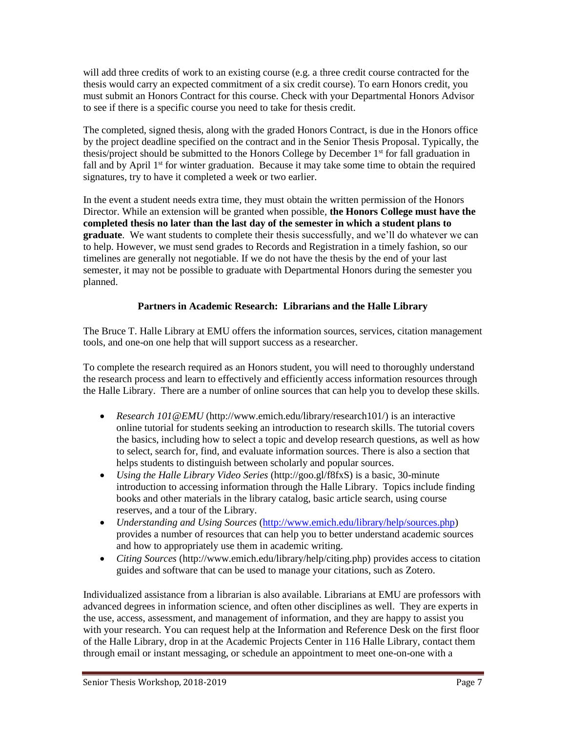will add three credits of work to an existing course (e.g. a three credit course contracted for the thesis would carry an expected commitment of a six credit course). To earn Honors credit, you must submit an Honors Contract for this course. Check with your Departmental Honors Advisor to see if there is a specific course you need to take for thesis credit.

The completed, signed thesis, along with the graded Honors Contract, is due in the Honors office by the project deadline specified on the contract and in the Senior Thesis Proposal. Typically, the thesis/project should be submitted to the Honors College by December 1st for fall graduation in fall and by April 1st for winter graduation. Because it may take some time to obtain the required signatures, try to have it completed a week or two earlier.

In the event a student needs extra time, they must obtain the written permission of the Honors Director. While an extension will be granted when possible, **the Honors College must have the completed thesis no later than the last day of the semester in which a student plans to graduate**. We want students to complete their thesis successfully, and we'll do whatever we can to help. However, we must send grades to Records and Registration in a timely fashion, so our timelines are generally not negotiable. If we do not have the thesis by the end of your last semester, it may not be possible to graduate with Departmental Honors during the semester you planned.

## Partners in Academic Research: Librarians and the Halle Library

The Bruce T. Halle Library at EMU offers the information sources, services, citation management tools, and one-on one help that will support success as a researcher.

To complete the research required as an Honors student, you will need to thoroughly understand the research process and learn to effectively and efficiently access information resources through the Halle Library. There are a number of online sources that can help you to develop these skills.

- *Research 101@EMU* (http://www.emich.edu/library/research101/) is an interactive online tutorial for students seeking an introduction to research skills. The tutorial covers the basics, including how to select a topic and develop research questions, as well as how to select, search for, find, and evaluate information sources. There is also a section that helps students to distinguish between scholarly and popular sources.
- *Using the Halle Library Video Series* (http://goo.gl/f8fxS) is a basic, 30-minute introduction to accessing information through the Halle Library. Topics include finding books and other materials in the library catalog, basic article search, using course reserves, and a tour of the Library.
- *Understanding and Using Sources* (http://www.emich.edu/library/help/sources.php) provides a number of resources that can help you to better understand academic sources and how to appropriately use them in academic writing.
- *Citing Sources* (http://www.emich.edu/library/help/citing.php) provides access to citation guides and software that can be used to manage your citations, such as Zotero.

Individualized assistance from a librarian is also available. Librarians at EMU are professors with advanced degrees in information science, and often other disciplines as well. They are experts in the use, access, assessment, and management of information, and they are happy to assist you with your research. You can request help at the Information and Reference Desk on the first floor of the Halle Library, drop in at the Academic Projects Center in 116 Halle Library, contact them through email or instant messaging, or schedule an appointment to meet one-on-one with a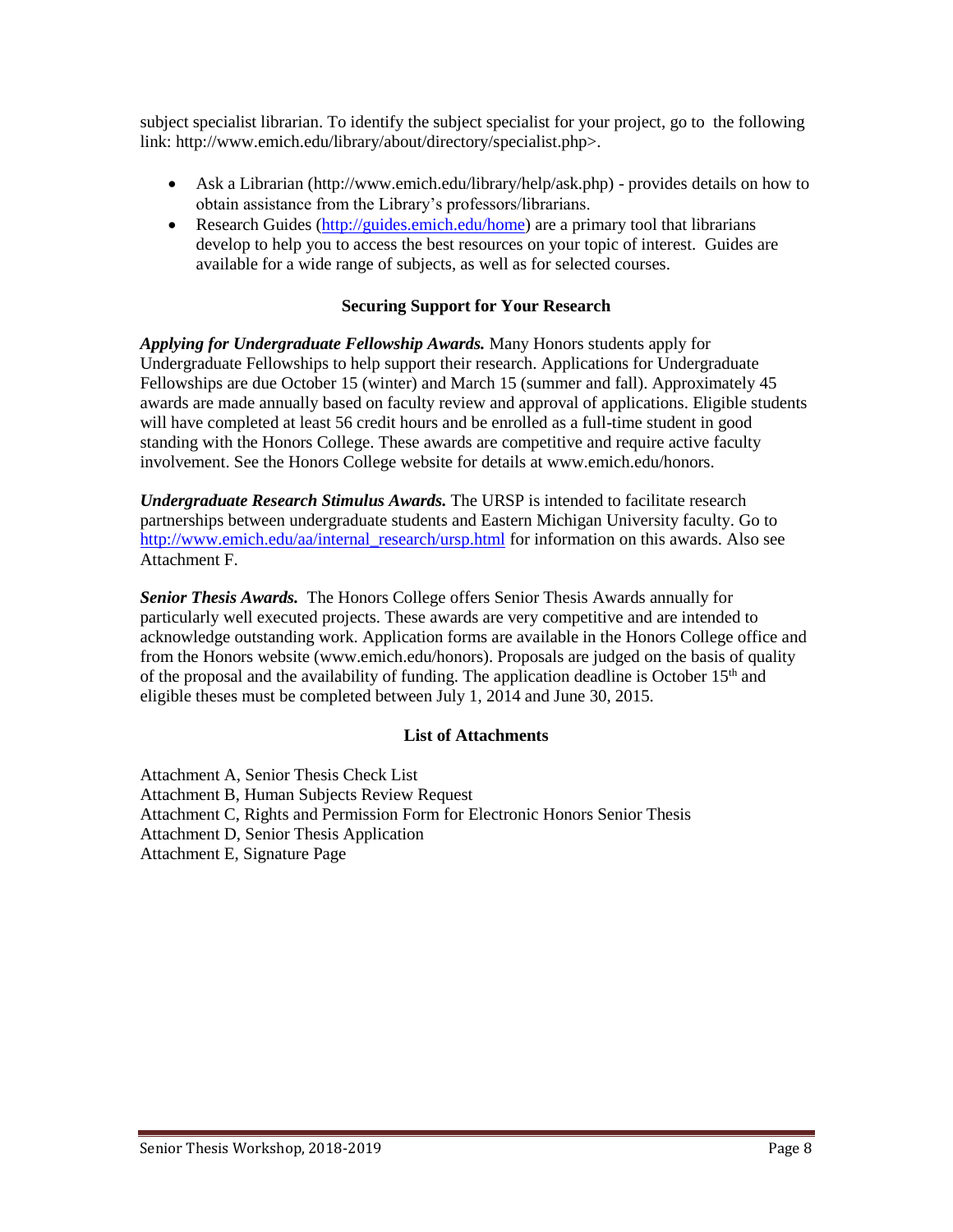subject specialist librarian. To identify the subject specialist for your project, go to the following link: http://www.emich.edu/library/about/directory/specialist.php>.

- Ask a Librarian (http://www.emich.edu/library/help/ask.php) - provides details on how to obtain assistance from the Library's professors/librarians.
- Research Guides (http://guides.emich.edu/home) are a primary tool that librarians develop to help you to access the best resources on your topic of interest. Guides are available for a wide range of subjects, as well as for selected courses.

### Securing Support for Your Research

***Applying for Undergraduate Fellowship Awards.*** Many Honors students apply for Undergraduate Fellowships to help support their research. Applications for Undergraduate Fellowships are due October 15 (winter) and March 15 (summer and fall). Approximately 45 awards are made annually based on faculty review and approval of applications. Eligible students will have completed at least 56 credit hours and be enrolled as a full-time student in good standing with the Honors College. These awards are competitive and require active faculty involvement. See the Honors College website for details at www.emich.edu/honors.

***Undergraduate Research Stimulus Awards.*** The URSP is intended to facilitate research partnerships between undergraduate students and Eastern Michigan University faculty. Go to http://www.emich.edu/aa/internal_research/ursp.html for information on this awards. Also see Attachment F.

***Senior Thesis Awards.*** The Honors College offers Senior Thesis Awards annually for particularly well executed projects. These awards are very competitive and are intended to acknowledge outstanding work. Application forms are available in the Honors College office and from the Honors website (www.emich.edu/honors). Proposals are judged on the basis of quality of the proposal and the availability of funding. The application deadline is October 15th and eligible theses must be completed between July 1, 2014 and June 30, 2015.

### List of Attachments

Attachment A, Senior Thesis Check List
Attachment B, Human Subjects Review Request
Attachment C, Rights and Permission Form for Electronic Honors Senior Thesis
Attachment D, Senior Thesis Application
Attachment E, Signature Page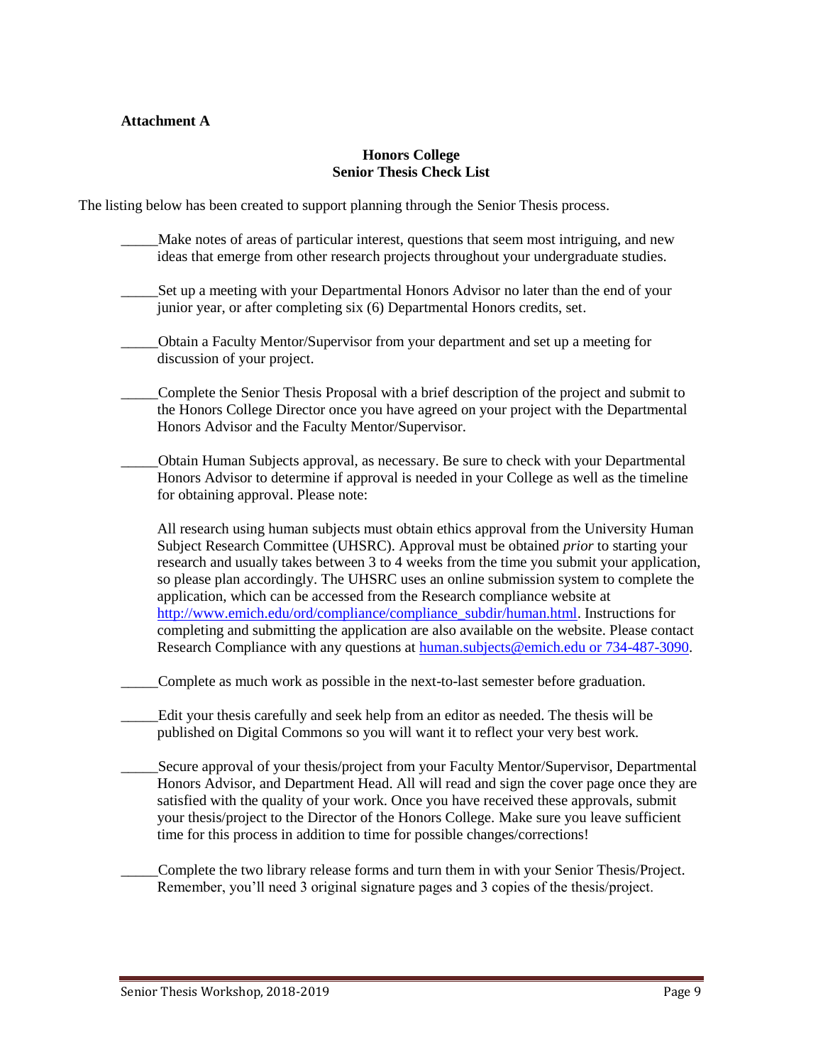**Attachment A**

**Honors College**
**Senior Thesis Check List**

The listing below has been created to support planning through the Senior Thesis process.

_____Make notes of areas of particular interest, questions that seem most intriguing, and new ideas that emerge from other research projects throughout your undergraduate studies.

_____Set up a meeting with your Departmental Honors Advisor no later than the end of your junior year, or after completing six (6) Departmental Honors credits, set.

_____Obtain a Faculty Mentor/Supervisor from your department and set up a meeting for discussion of your project.

_____Complete the Senior Thesis Proposal with a brief description of the project and submit to the Honors College Director once you have agreed on your project with the Departmental Honors Advisor and the Faculty Mentor/Supervisor.

_____Obtain Human Subjects approval, as necessary. Be sure to check with your Departmental Honors Advisor to determine if approval is needed in your College as well as the timeline for obtaining approval. Please note:

All research using human subjects must obtain ethics approval from the University Human Subject Research Committee (UHSRC). Approval must be obtained *prior* to starting your research and usually takes between 3 to 4 weeks from the time you submit your application, so please plan accordingly. The UHSRC uses an online submission system to complete the application, which can be accessed from the Research compliance website at http://www.emich.edu/ord/compliance/compliance_subdir/human.html. Instructions for completing and submitting the application are also available on the website. Please contact Research Compliance with any questions at human.subjects@emich.edu or 734-487-3090.

_____Complete as much work as possible in the next-to-last semester before graduation.

_____Edit your thesis carefully and seek help from an editor as needed. The thesis will be published on Digital Commons so you will want it to reflect your very best work.

_____Secure approval of your thesis/project from your Faculty Mentor/Supervisor, Departmental Honors Advisor, and Department Head. All will read and sign the cover page once they are satisfied with the quality of your work. Once you have received these approvals, submit your thesis/project to the Director of the Honors College. Make sure you leave sufficient time for this process in addition to time for possible changes/corrections!

_____Complete the two library release forms and turn them in with your Senior Thesis/Project. Remember, you'll need 3 original signature pages and 3 copies of the thesis/project.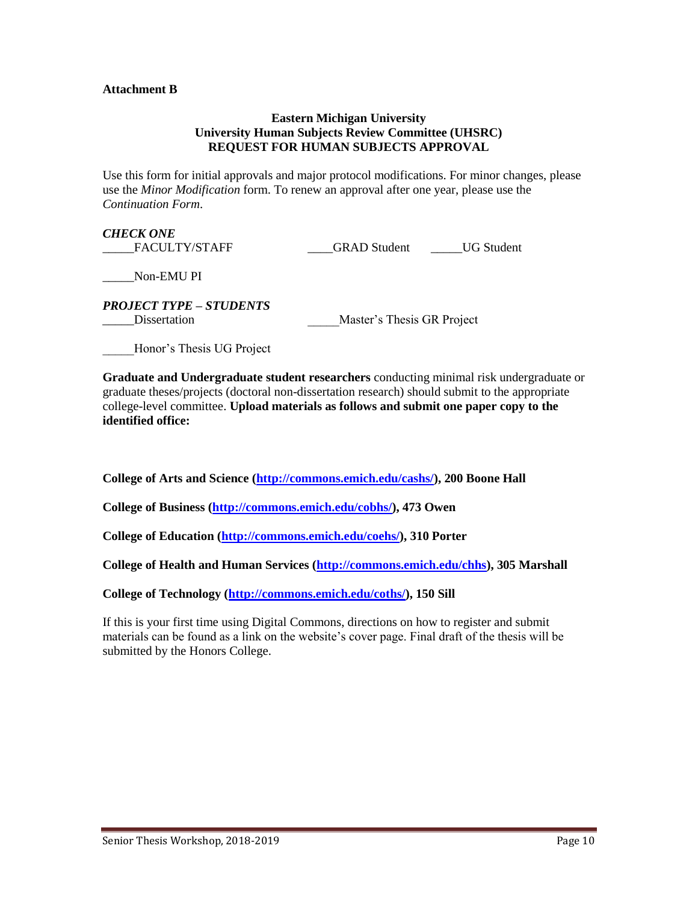**Attachment B**

**Eastern Michigan University**
**University Human Subjects Review Committee (UHSRC)**
**REQUEST FOR HUMAN SUBJECTS APPROVAL**

Use this form for initial approvals and major protocol modifications. For minor changes, please use the *Minor Modification* form. To renew an approval after one year, please use the *Continuation Form*.

***CHECK ONE***

_____FACULTY/STAFF ____GRAD Student _____UG Student

_____Non-EMU PI

***PROJECT TYPE – STUDENTS***

_____Dissertation _____Master's Thesis GR Project

_____Honor's Thesis UG Project

**Graduate and Undergraduate student researchers** conducting minimal risk undergraduate or graduate theses/projects (doctoral non-dissertation research) should submit to the appropriate college-level committee. **Upload materials as follows and submit one paper copy to the identified office:**

**College of Arts and Science ([http://commons.emich.edu/cashs/](http://commons.emich.edu/cashs/)), 200 Boone Hall**

**College of Business ([http://commons.emich.edu/cobhs/](http://commons.emich.edu/cobhs/)), 473 Owen**

**College of Education ([http://commons.emich.edu/coehs/](http://commons.emich.edu/coehs/)), 310 Porter**

**College of Health and Human Services ([http://commons.emich.edu/chhs](http://commons.emich.edu/chhs)), 305 Marshall**

**College of Technology ([http://commons.emich.edu/coths/](http://commons.emich.edu/coths/)), 150 Sill**

If this is your first time using Digital Commons, directions on how to register and submit materials can be found as a link on the website's cover page. Final draft of the thesis will be submitted by the Honors College.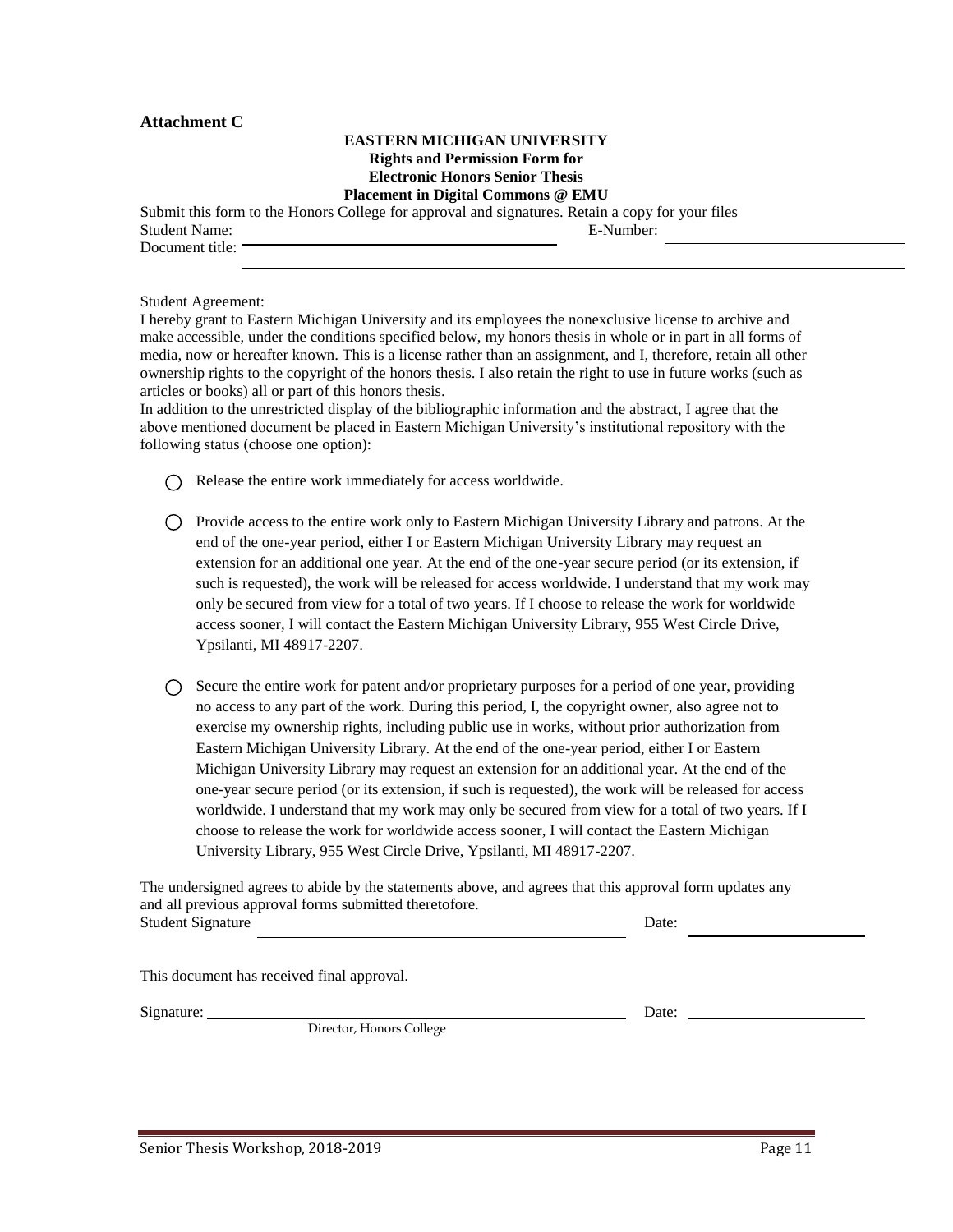**Attachment C**

**EASTERN MICHIGAN UNIVERSITY**
**Rights and Permission Form for**
**Electronic Honors Senior Thesis**
**Placement in Digital Commons @ EMU**

Submit this form to the Honors College for approval and signatures. Retain a copy for your files

Student Name: ______________________________ E-Number: ______________________________

Document title: ______________________________________________________________

______________________________________________________________

Student Agreement:

I hereby grant to Eastern Michigan University and its employees the nonexclusive license to archive and make accessible, under the conditions specified below, my honors thesis in whole or in part in all forms of media, now or hereafter known. This is a license rather than an assignment, and I, therefore, retain all other ownership rights to the copyright of the honors thesis. I also retain the right to use in future works (such as articles or books) all or part of this honors thesis.

In addition to the unrestricted display of the bibliographic information and the abstract, I agree that the above mentioned document be placed in Eastern Michigan University's institutional repository with the following status (choose one option):

- ◯ Release the entire work immediately for access worldwide.

- ◯ Provide access to the entire work only to Eastern Michigan University Library and patrons. At the end of the one-year period, either I or Eastern Michigan University Library may request an extension for an additional one year. At the end of the one-year secure period (or its extension, if such is requested), the work will be released for access worldwide. I understand that my work may only be secured from view for a total of two years. If I choose to release the work for worldwide access sooner, I will contact the Eastern Michigan University Library, 955 West Circle Drive, Ypsilanti, MI 48917-2207.

- ◯ Secure the entire work for patent and/or proprietary purposes for a period of one year, providing no access to any part of the work. During this period, I, the copyright owner, also agree not to exercise my ownership rights, including public use in works, without prior authorization from Eastern Michigan University Library. At the end of the one-year period, either I or Eastern Michigan University Library may request an extension for an additional year. At the end of the one-year secure period (or its extension, if such is requested), the work will be released for access worldwide. I understand that my work may only be secured from view for a total of two years. If I choose to release the work for worldwide access sooner, I will contact the Eastern Michigan University Library, 955 West Circle Drive, Ypsilanti, MI 48917-2207.

The undersigned agrees to abide by the statements above, and agrees that this approval form updates any and all previous approval forms submitted theretofore.

Student Signature ______________________________ Date: ______________

This document has received final approval.

Signature: ______________________________ Date: ______________
Director, Honors College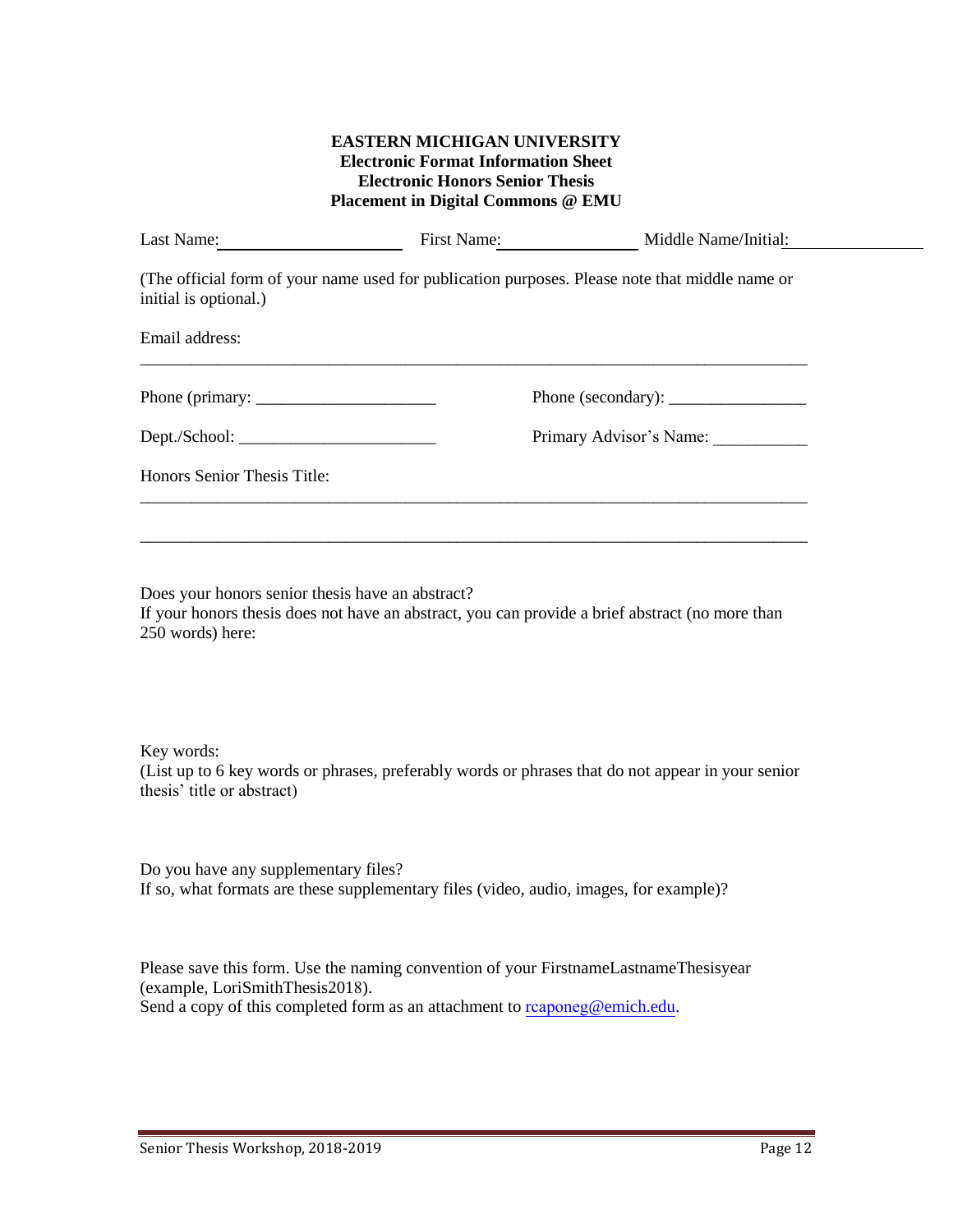**EASTERN MICHIGAN UNIVERSITY**
**Electronic Format Information Sheet**
**Electronic Honors Senior Thesis**
**Placement in Digital Commons @ EMU**

Last Name: ____________________ First Name: ______________ Middle Name/Initial: ______________

(The official form of your name used for publication purposes. Please note that middle name or initial is optional.)

Email address:

______________________________________________________________________________

Phone (primary: ____________________ Phone (secondary): ________________

Dept./School: ______________________ Primary Advisor's Name: ___________

Honors Senior Thesis Title:

______________________________________________________________________________

______________________________________________________________________________

Does your honors senior thesis have an abstract?
If your honors thesis does not have an abstract, you can provide a brief abstract (no more than 250 words) here:

Key words:
(List up to 6 key words or phrases, preferably words or phrases that do not appear in your senior thesis' title or abstract)

Do you have any supplementary files?
If so, what formats are these supplementary files (video, audio, images, for example)?

Please save this form. Use the naming convention of your FirstnameLastnameThesisyear (example, LoriSmithThesis2018).
Send a copy of this completed form as an attachment to rcaponeg@emich.edu.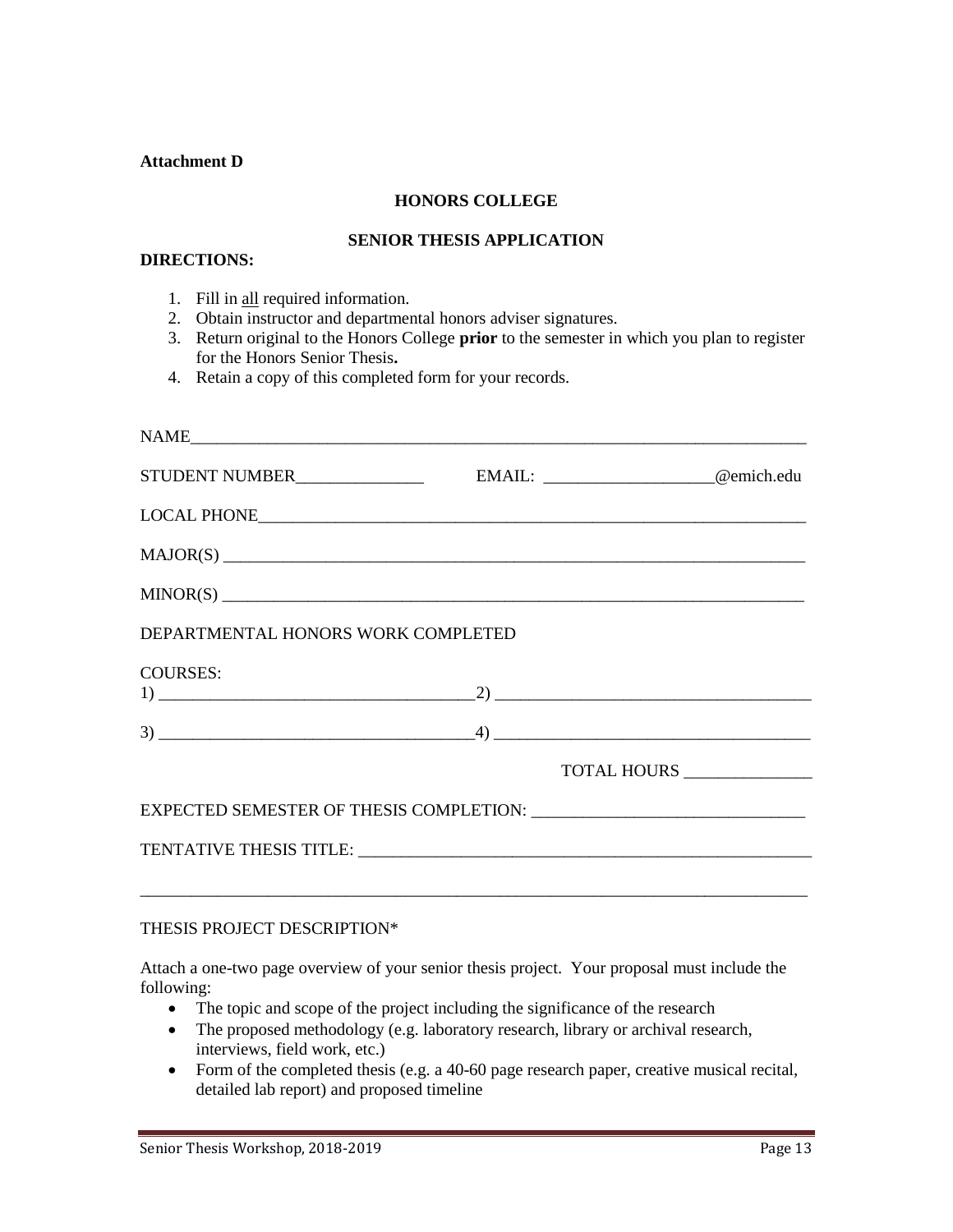**Attachment D**

**HONORS COLLEGE**

**SENIOR THESIS APPLICATION**

**DIRECTIONS:**

1. Fill in <u>all</u> required information.
2. Obtain instructor and departmental honors adviser signatures.
3. Return original to the Honors College **prior** to the semester in which you plan to register for the Honors Senior Thesis**.**
4. Retain a copy of this completed form for your records.

NAME___________________________________________________________________________

STUDENT NUMBER_______________ EMAIL: ____________________@emich.edu

LOCAL PHONE_____________________________________________________________________

MAJOR(S) _______________________________________________________________________

MINOR(S) _______________________________________________________________________

DEPARTMENTAL HONORS WORK COMPLETED

COURSES:
1) ____________________________________2) ____________________________________

3) ____________________________________4) ____________________________________

TOTAL HOURS _______________

EXPECTED SEMESTER OF THESIS COMPLETION: _______________________________

TENTATIVE THESIS TITLE: _______________________________________________________

_______________________________________________________________________________

THESIS PROJECT DESCRIPTION*

Attach a one-two page overview of your senior thesis project. Your proposal must include the following:

- The topic and scope of the project including the significance of the research
- The proposed methodology (e.g. laboratory research, library or archival research, interviews, field work, etc.)
- Form of the completed thesis (e.g. a 40-60 page research paper, creative musical recital, detailed lab report) and proposed timeline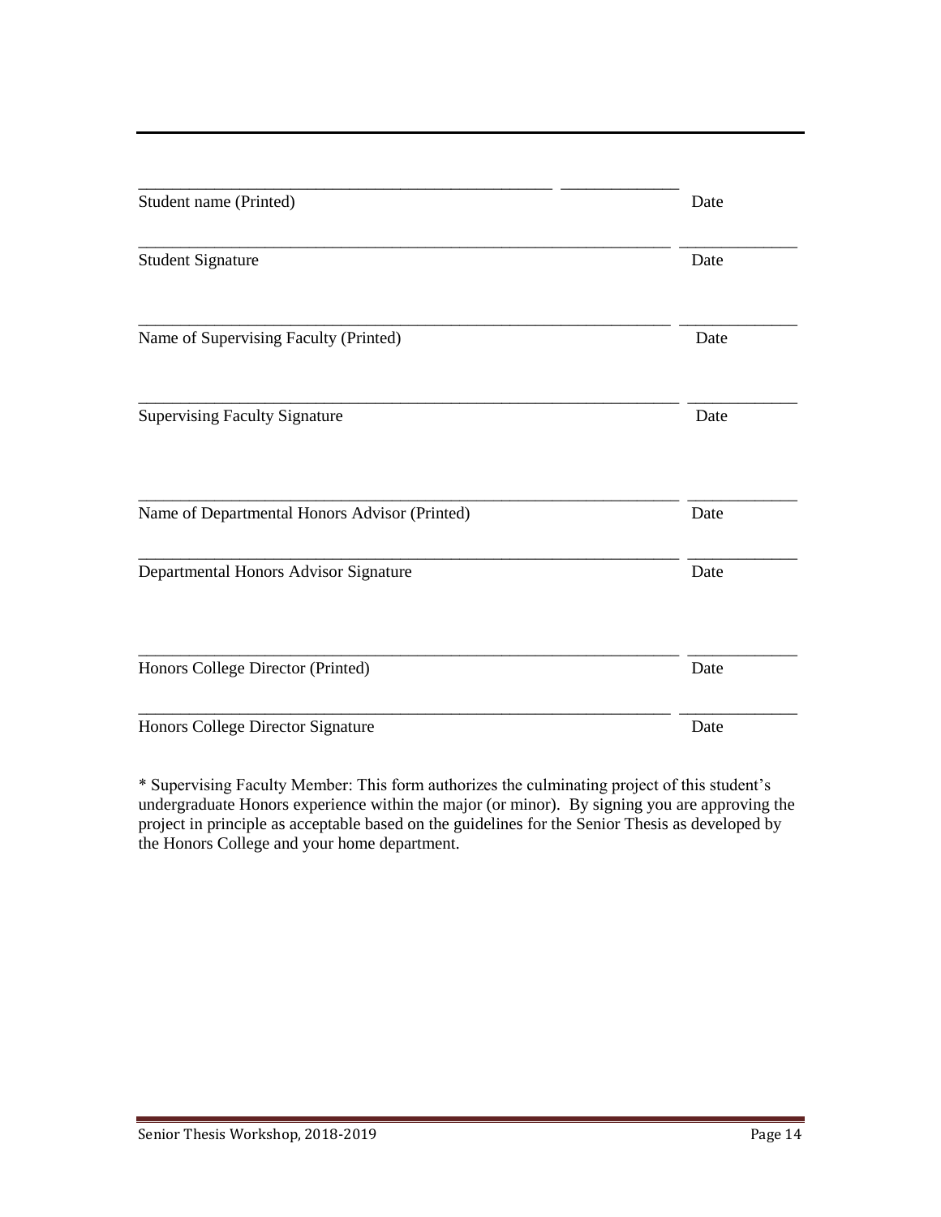\_\_\_\_\_\_\_\_\_\_\_\_\_\_\_\_\_\_\_\_\_\_\_\_\_\_\_\_\_\_\_\_\_\_\_\_\_\_\_\_\_\_\_\_\_\_\_\_ \_\_\_\_\_\_\_\_\_\_\_\_\_\_

Student name (Printed) Date

\_\_\_\_\_\_\_\_\_\_\_\_\_\_\_\_\_\_\_\_\_\_\_\_\_\_\_\_\_\_\_\_\_\_\_\_\_\_\_\_\_\_\_\_\_\_\_\_\_\_\_\_\_\_\_\_\_\_\_\_\_\_\_\_ \_\_\_\_\_\_\_\_\_\_\_\_\_\_

Student Signature Date

\_\_\_\_\_\_\_\_\_\_\_\_\_\_\_\_\_\_\_\_\_\_\_\_\_\_\_\_\_\_\_\_\_\_\_\_\_\_\_\_\_\_\_\_\_\_\_\_\_\_\_\_\_\_\_\_\_\_\_\_\_\_\_\_ \_\_\_\_\_\_\_\_\_\_\_\_\_\_

Name of Supervising Faculty (Printed) Date

\_\_\_\_\_\_\_\_\_\_\_\_\_\_\_\_\_\_\_\_\_\_\_\_\_\_\_\_\_\_\_\_\_\_\_\_\_\_\_\_\_\_\_\_\_\_\_\_\_\_\_\_\_\_\_\_\_\_\_\_\_\_\_\_ \_\_\_\_\_\_\_\_\_\_\_\_\_\_

Supervising Faculty Signature Date

\_\_\_\_\_\_\_\_\_\_\_\_\_\_\_\_\_\_\_\_\_\_\_\_\_\_\_\_\_\_\_\_\_\_\_\_\_\_\_\_\_\_\_\_\_\_\_\_\_\_\_\_\_\_\_\_\_\_\_\_\_\_\_\_ \_\_\_\_\_\_\_\_\_\_\_\_\_\_

Name of Departmental Honors Advisor (Printed) Date

\_\_\_\_\_\_\_\_\_\_\_\_\_\_\_\_\_\_\_\_\_\_\_\_\_\_\_\_\_\_\_\_\_\_\_\_\_\_\_\_\_\_\_\_\_\_\_\_\_\_\_\_\_\_\_\_\_\_\_\_\_\_\_\_ \_\_\_\_\_\_\_\_\_\_\_\_\_\_

Departmental Honors Advisor Signature Date

\_\_\_\_\_\_\_\_\_\_\_\_\_\_\_\_\_\_\_\_\_\_\_\_\_\_\_\_\_\_\_\_\_\_\_\_\_\_\_\_\_\_\_\_\_\_\_\_\_\_\_\_\_\_\_\_\_\_\_\_\_\_\_\_ \_\_\_\_\_\_\_\_\_\_\_\_\_\_

Honors College Director (Printed) Date

\_\_\_\_\_\_\_\_\_\_\_\_\_\_\_\_\_\_\_\_\_\_\_\_\_\_\_\_\_\_\_\_\_\_\_\_\_\_\_\_\_\_\_\_\_\_\_\_\_\_\_\_\_\_\_\_\_\_\_\_\_\_\_\_ \_\_\_\_\_\_\_\_\_\_\_\_\_\_

Honors College Director Signature Date

* Supervising Faculty Member: This form authorizes the culminating project of this student's undergraduate Honors experience within the major (or minor). By signing you are approving the project in principle as acceptable based on the guidelines for the Senior Thesis as developed by the Honors College and your home department.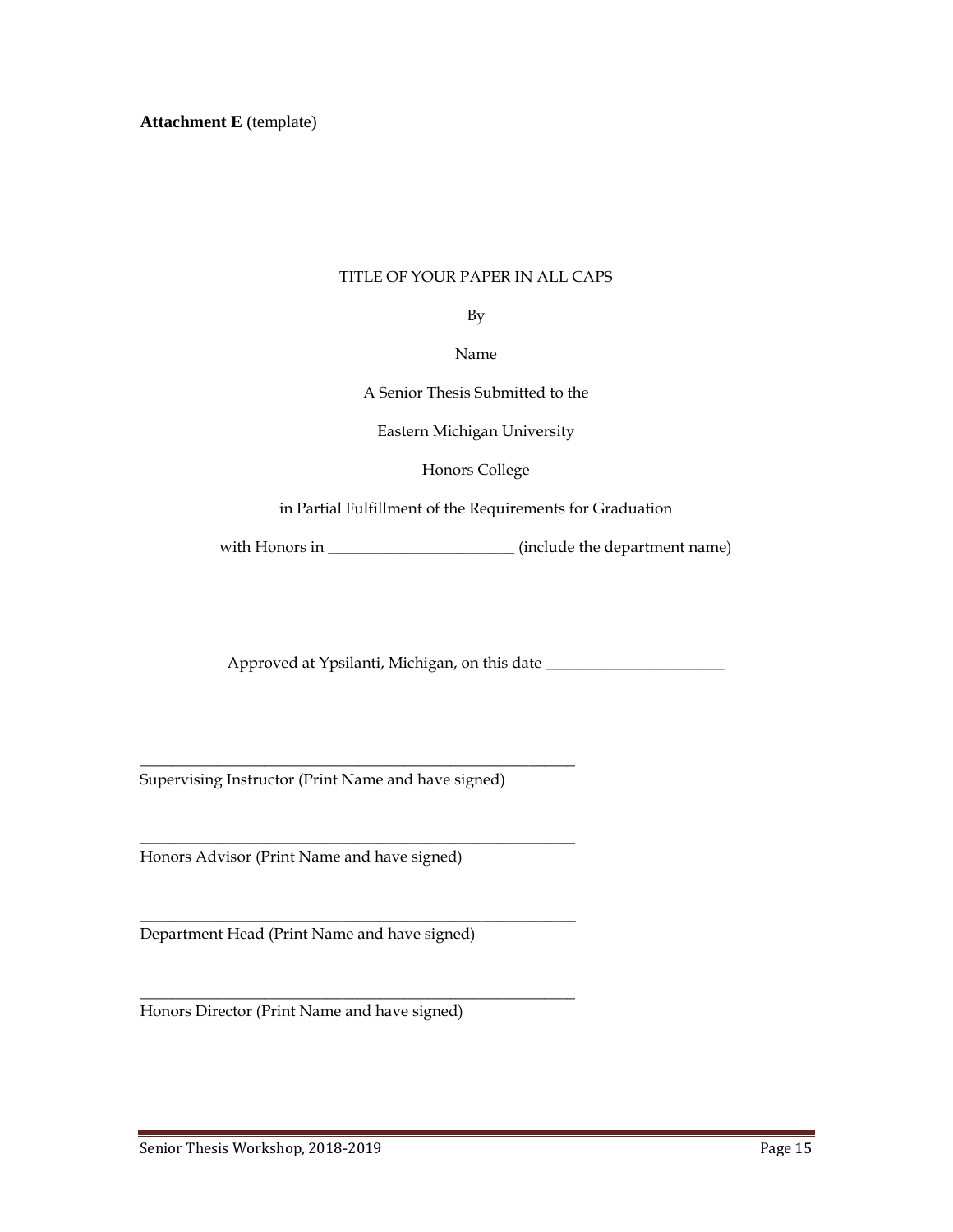**Attachment E** (template)

TITLE OF YOUR PAPER IN ALL CAPS

By

Name

A Senior Thesis Submitted to the

Eastern Michigan University

Honors College

in Partial Fulfillment of the Requirements for Graduation

with Honors in ________________________ (include the department name)

Approved at Ypsilanti, Michigan, on this date ________________________

________________________________________________________
Supervising Instructor (Print Name and have signed)

________________________________________________________
Honors Advisor (Print Name and have signed)

________________________________________________________
Department Head (Print Name and have signed)

________________________________________________________
Honors Director (Print Name and have signed)